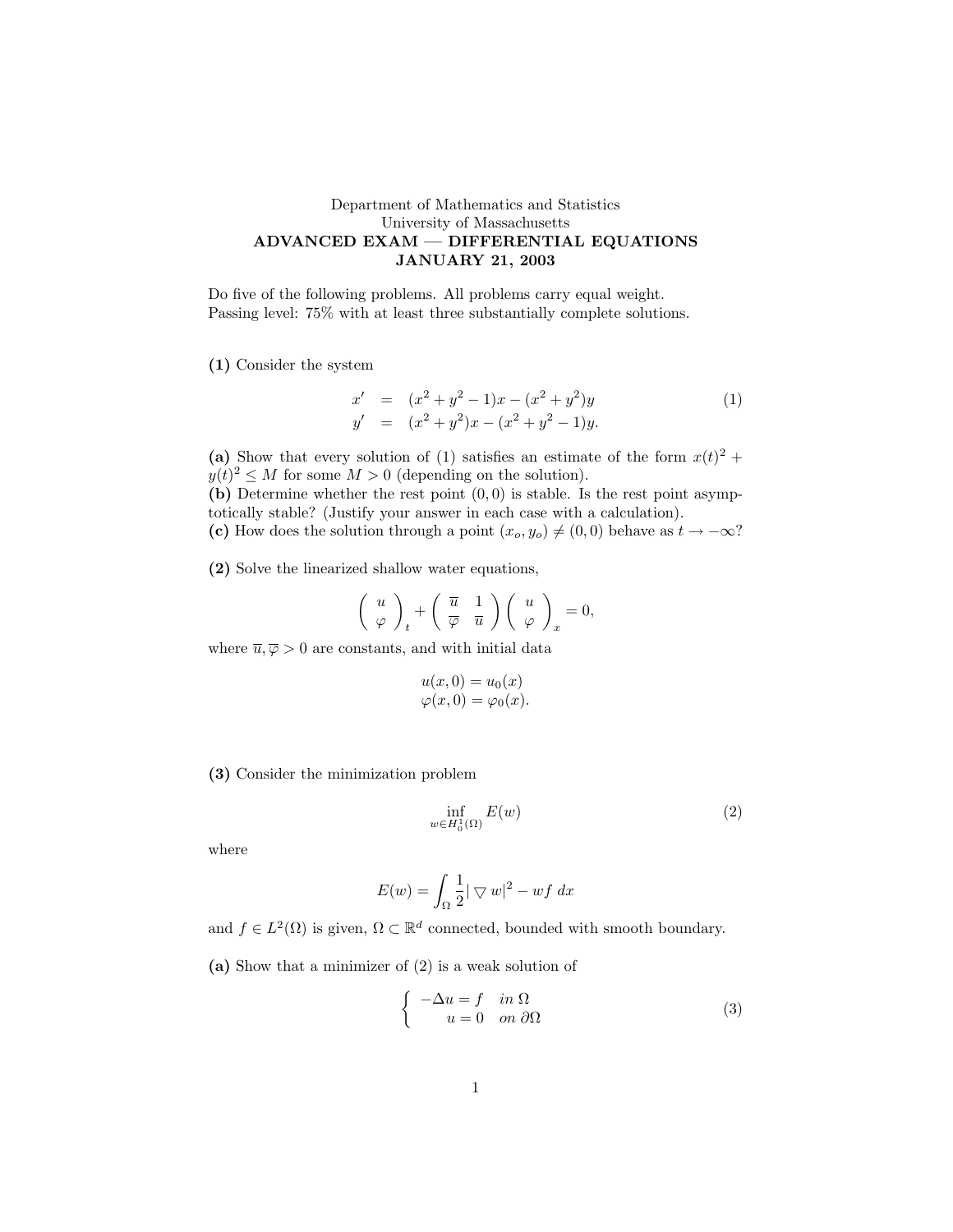Department of Mathematics and Statistics
University of Massachusetts
**ADVANCED EXAM — DIFFERENTIAL EQUATIONS**
**JANUARY 21, 2003**

Do five of the following problems. All problems carry equal weight.
Passing level: 75% with at least three substantially complete solutions.

**(1)** Consider the system

$$
\begin{aligned}
x' &= (x^2 + y^2 - 1)x - (x^2 + y^2)y \\
y' &= (x^2 + y^2)x - (x^2 + y^2 - 1)y.
\end{aligned}
\tag{1}
$$

**(a)** Show that every solution of (1) satisfies an estimate of the form $x(t)^2 + y(t)^2 \leq M$ for some $M > 0$ (depending on the solution).
**(b)** Determine whether the rest point $(0, 0)$ is stable. Is the rest point asymptotically stable? (Justify your answer in each case with a calculation).
**(c)** How does the solution through a point $(x_o, y_o) \neq (0, 0)$ behave as $t \to -\infty$?

**(2)** Solve the linearized shallow water equations,

$$
\begin{pmatrix} u \\ \varphi \end{pmatrix}_t + \begin{pmatrix} \overline{u} & 1 \\ \overline{\varphi} & \overline{u} \end{pmatrix} \begin{pmatrix} u \\ \varphi \end{pmatrix}_x = 0,
$$

where $\overline{u}, \overline{\varphi} > 0$ are constants, and with initial data

$$
\begin{aligned}
u(x, 0) = u_0(x) \\
\varphi(x, 0) = \varphi_0(x).
\end{aligned}
$$

**(3)** Consider the minimization problem

$$
\inf_{w \in H_0^1(\Omega)} E(w) \tag{2}
$$

where

$$
E(w) = \int_\Omega \frac{1}{2} | \nabla w|^2 - wf \; dx
$$

and $f \in L^2(\Omega)$ is given, $\Omega \subset \mathbb{R}^d$ connected, bounded with smooth boundary.

**(a)** Show that a minimizer of (2) is a weak solution of

$$
\begin{cases} -\Delta u = f & in \ \Omega \\ \quad\; u = 0 & on \ \partial\Omega \end{cases} \tag{3}
$$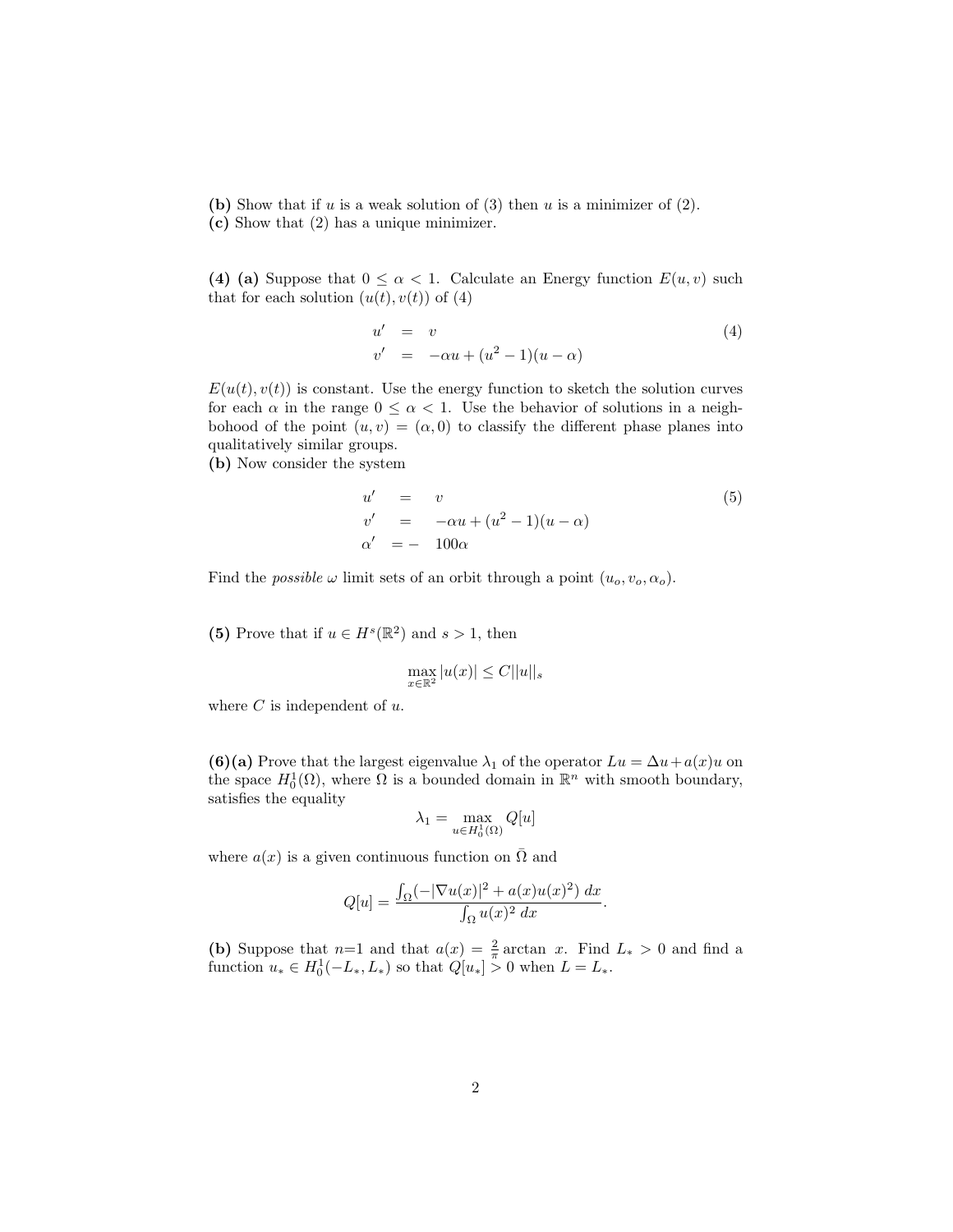**(b)** Show that if $u$ is a weak solution of (3) then $u$ is a minimizer of (2).
**(c)** Show that (2) has a unique minimizer.

**(4) (a)** Suppose that $0 \leq \alpha < 1$. Calculate an Energy function $E(u, v)$ such that for each solution $(u(t), v(t))$ of (4)

$$\begin{aligned} u' &= v \\ v' &= -\alpha u + (u^2 - 1)(u - \alpha) \end{aligned} \tag{4}$$

$E(u(t), v(t))$ is constant. Use the energy function to sketch the solution curves for each $\alpha$ in the range $0 \leq \alpha < 1$. Use the behavior of solutions in a neighbohood of the point $(u, v) = (\alpha, 0)$ to classify the different phase planes into qualitatively similar groups.

**(b)** Now consider the system

$$\begin{aligned} u' &= v \\ v' &= -\alpha u + (u^2 - 1)(u - \alpha) \\ \alpha' &= -100\alpha \end{aligned} \tag{5}$$

Find the *possible* $\omega$ limit sets of an orbit through a point $(u_o, v_o, \alpha_o)$.

**(5)** Prove that if $u \in H^s(\mathbb{R}^2)$ and $s > 1$, then

$$\max_{x \in \mathbb{R}^2} |u(x)| \leq C||u||_s$$

where $C$ is independent of $u$.

**(6)(a)** Prove that the largest eigenvalue $\lambda_1$ of the operator $Lu = \Delta u + a(x)u$ on the space $H_0^1(\Omega)$, where $\Omega$ is a bounded domain in $\mathbb{R}^n$ with smooth boundary, satisfies the equality

$$\lambda_1 = \max_{u \in H_0^1(\Omega)} Q[u]$$

where $a(x)$ is a given continuous function on $\bar{\Omega}$ and

$$Q[u] = \frac{\int_\Omega (-|\nabla u(x)|^2 + a(x)u(x)^2)\ dx}{\int_\Omega u(x)^2\ dx}.$$

**(b)** Suppose that $n$=1 and that $a(x) = \frac{2}{\pi} \arctan\ x$. Find $L_* > 0$ and find a function $u_* \in H_0^1(-L_*, L_*)$ so that $Q[u_*] > 0$ when $L = L_*$.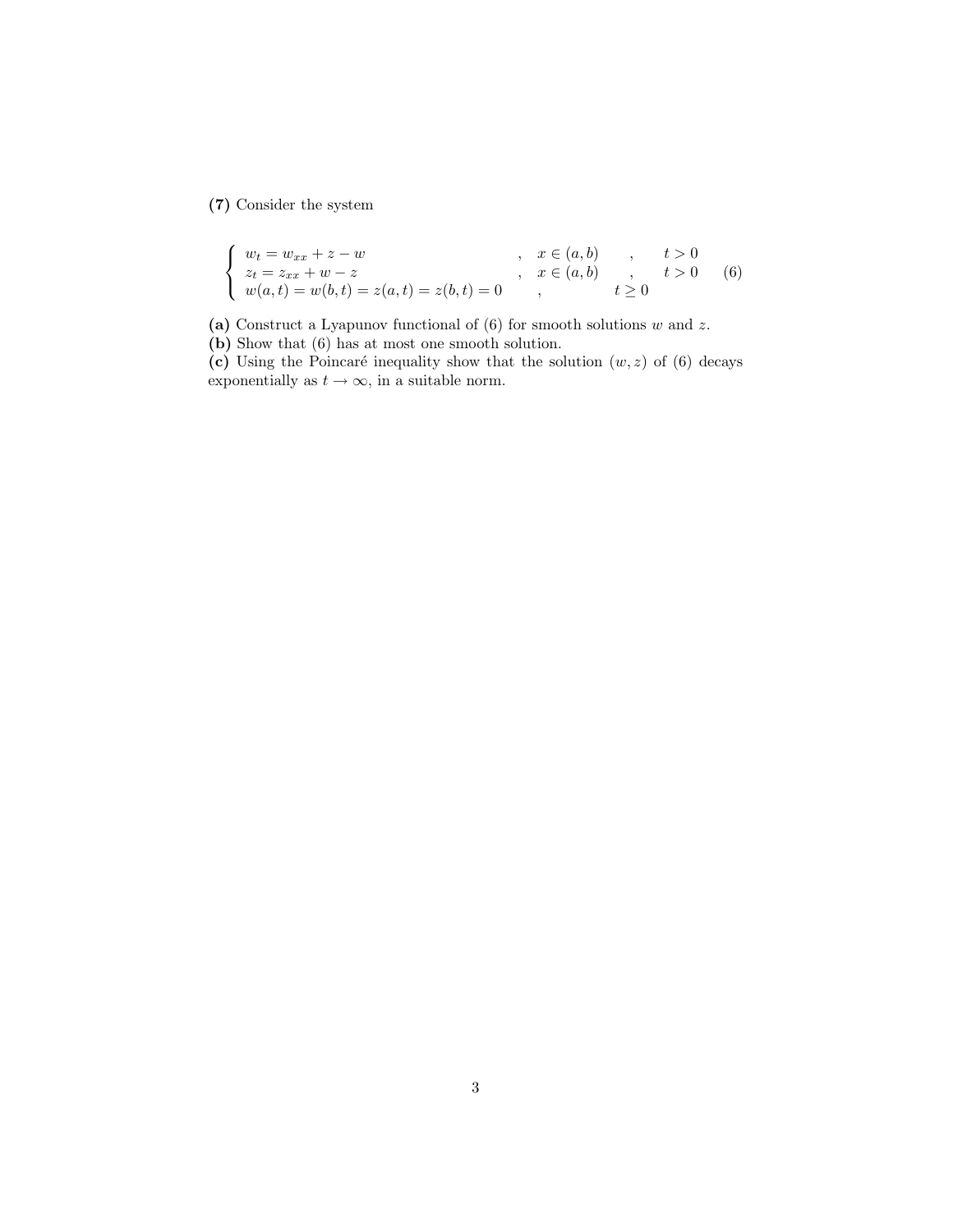**(7)** Consider the system

$$
\begin{cases}
w_t = w_{xx} + z - w & , \quad x \in (a,b) \quad , \quad t > 0 \\
z_t = z_{xx} + w - z & , \quad x \in (a,b) \quad , \quad t > 0 \\
w(a,t) = w(b,t) = z(a,t) = z(b,t) = 0 & , \quad t \geq 0
\end{cases}
\qquad (6)
$$

**(a)** Construct a Lyapunov functional of (6) for smooth solutions $w$ and $z$.
**(b)** Show that (6) has at most one smooth solution.
**(c)** Using the Poincaré inequality show that the solution $(w, z)$ of (6) decays exponentially as $t \to \infty$, in a suitable norm.